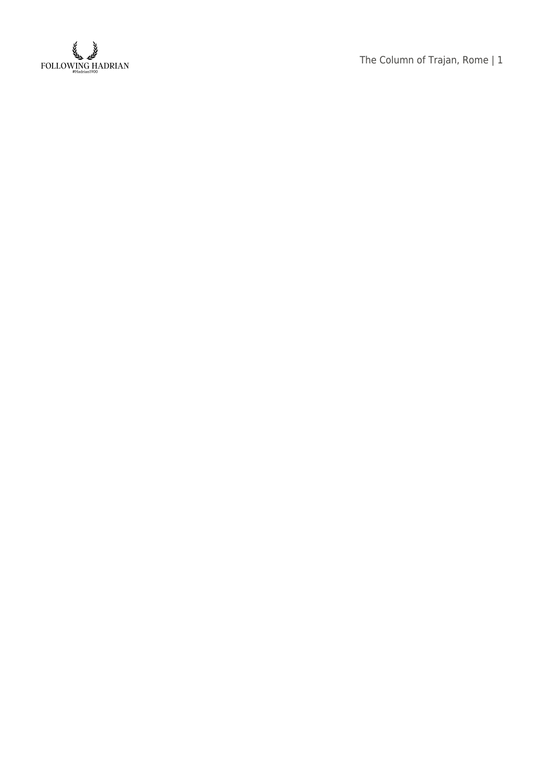

The Column of Trajan, Rome | 1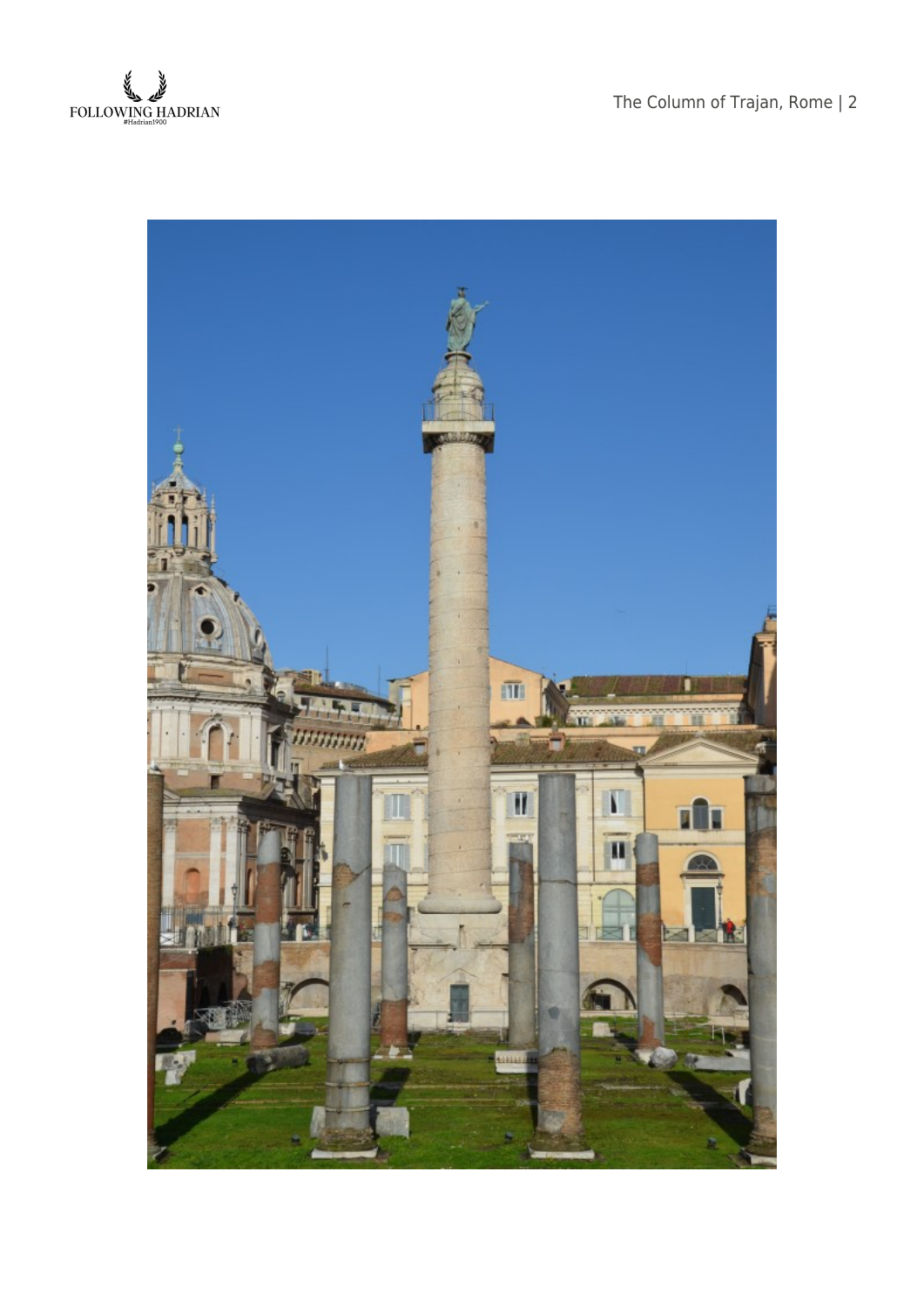

The Column of Trajan, Rome | 2